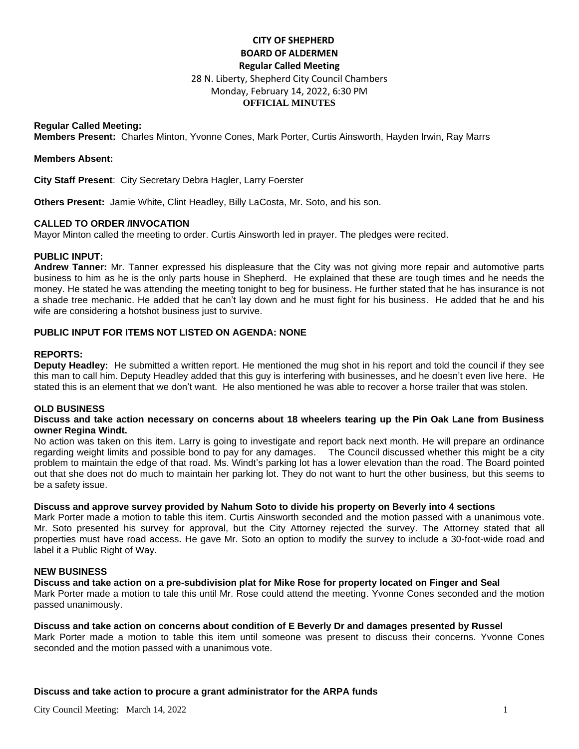# CITY OF SHEPHERD
## BOARD OF ALDERMEN
### Regular Called Meeting

28 N. Liberty, Shepherd City Council Chambers
Monday, February 14, 2022, 6:30 PM
**OFFICIAL MINUTES**

**Regular Called Meeting:**
**Members Present:** Charles Minton, Yvonne Cones, Mark Porter, Curtis Ainsworth, Hayden Irwin, Ray Marrs

**Members Absent:**

**City Staff Present**: City Secretary Debra Hagler, Larry Foerster

**Others Present:** Jamie White, Clint Headley, Billy LaCosta, Mr. Soto, and his son.

**CALLED TO ORDER /INVOCATION**
Mayor Minton called the meeting to order. Curtis Ainsworth led in prayer. The pledges were recited.

**PUBLIC INPUT:**
**Andrew Tanner:** Mr. Tanner expressed his displeasure that the City was not giving more repair and automotive parts business to him as he is the only parts house in Shepherd. He explained that these are tough times and he needs the money. He stated he was attending the meeting tonight to beg for business. He further stated that he has insurance is not a shade tree mechanic. He added that he can't lay down and he must fight for his business. He added that he and his wife are considering a hotshot business just to survive.

**PUBLIC INPUT FOR ITEMS NOT LISTED ON AGENDA: NONE**

**REPORTS:**
**Deputy Headley:** He submitted a written report. He mentioned the mug shot in his report and told the council if they see this man to call him. Deputy Headley added that this guy is interfering with businesses, and he doesn't even live here. He stated this is an element that we don't want. He also mentioned he was able to recover a horse trailer that was stolen.

**OLD BUSINESS**
**Discuss and take action necessary on concerns about 18 wheelers tearing up the Pin Oak Lane from Business owner Regina Windt.**
No action was taken on this item. Larry is going to investigate and report back next month. He will prepare an ordinance regarding weight limits and possible bond to pay for any damages. The Council discussed whether this might be a city problem to maintain the edge of that road. Ms. Windt's parking lot has a lower elevation than the road. The Board pointed out that she does not do much to maintain her parking lot. They do not want to hurt the other business, but this seems to be a safety issue.

**Discuss and approve survey provided by Nahum Soto to divide his property on Beverly into 4 sections**
Mark Porter made a motion to table this item. Curtis Ainsworth seconded and the motion passed with a unanimous vote. Mr. Soto presented his survey for approval, but the City Attorney rejected the survey. The Attorney stated that all properties must have road access. He gave Mr. Soto an option to modify the survey to include a 30-foot-wide road and label it a Public Right of Way.

**NEW BUSINESS**
**Discuss and take action on a pre-subdivision plat for Mike Rose for property located on Finger and Seal**
Mark Porter made a motion to tale this until Mr. Rose could attend the meeting. Yvonne Cones seconded and the motion passed unanimously.

**Discuss and take action on concerns about condition of E Beverly Dr and damages presented by Russel**
Mark Porter made a motion to table this item until someone was present to discuss their concerns. Yvonne Cones seconded and the motion passed with a unanimous vote.

**Discuss and take action to procure a grant administrator for the ARPA funds**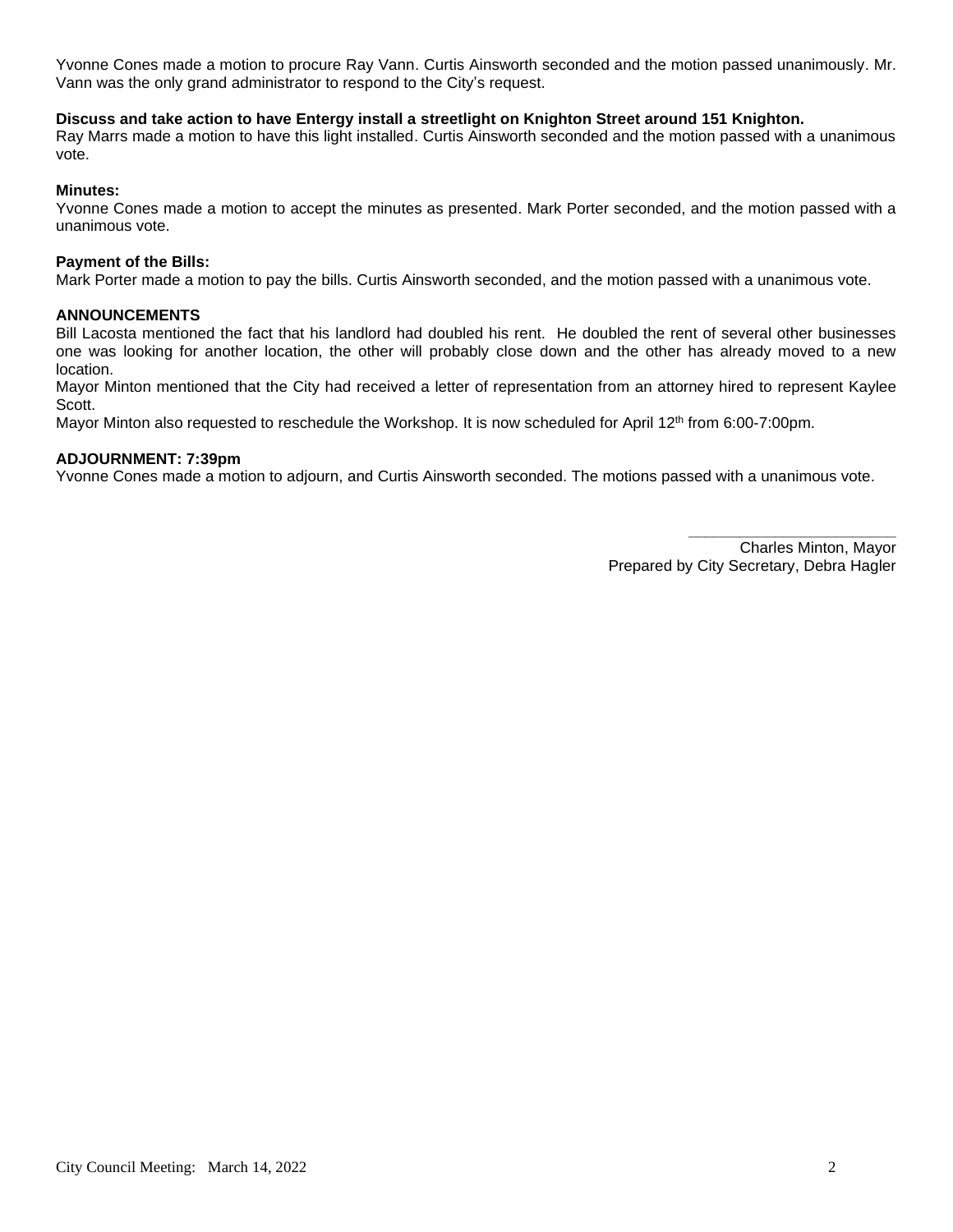Yvonne Cones made a motion to procure Ray Vann. Curtis Ainsworth seconded and the motion passed unanimously. Mr. Vann was the only grand administrator to respond to the City's request.

**Discuss and take action to have Entergy install a streetlight on Knighton Street around 151 Knighton.**

Ray Marrs made a motion to have this light installed. Curtis Ainsworth seconded and the motion passed with a unanimous vote.

**Minutes:**

Yvonne Cones made a motion to accept the minutes as presented. Mark Porter seconded, and the motion passed with a unanimous vote.

**Payment of the Bills:**

Mark Porter made a motion to pay the bills. Curtis Ainsworth seconded, and the motion passed with a unanimous vote.

**ANNOUNCEMENTS**

Bill Lacosta mentioned the fact that his landlord had doubled his rent. He doubled the rent of several other businesses one was looking for another location, the other will probably close down and the other has already moved to a new location.

Mayor Minton mentioned that the City had received a letter of representation from an attorney hired to represent Kaylee Scott.

Mayor Minton also requested to reschedule the Workshop. It is now scheduled for April 12th from 6:00-7:00pm.

**ADJOURNMENT: 7:39pm**

Yvonne Cones made a motion to adjourn, and Curtis Ainsworth seconded. The motions passed with a unanimous vote.

\_\_\_\_\_\_\_\_\_\_\_\_\_\_\_\_\_\_\_\_\_\_\_\_

Charles Minton, Mayor

Prepared by City Secretary, Debra Hagler